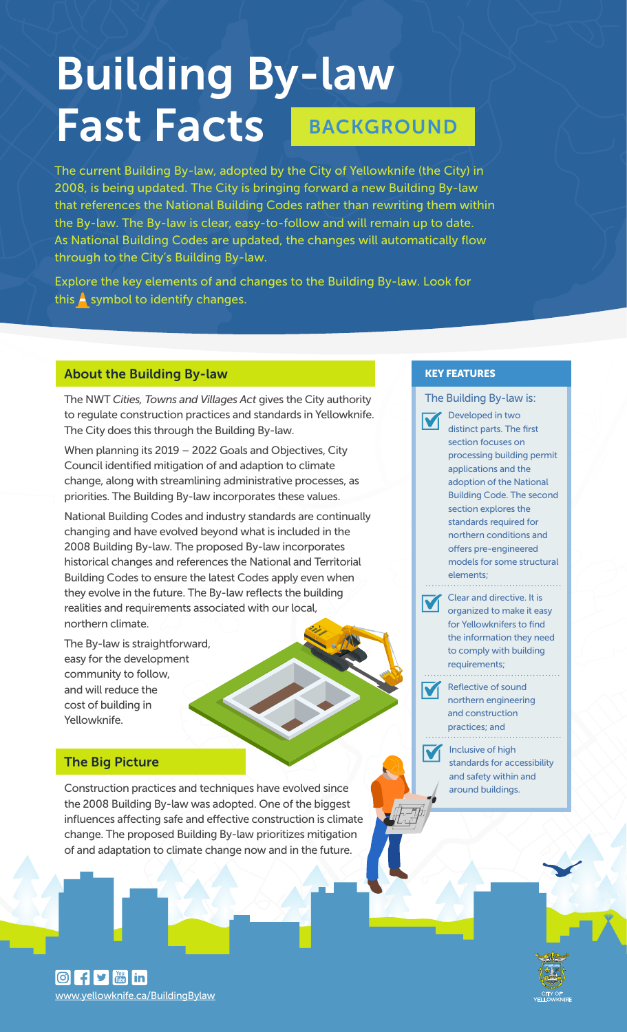# Building By-law Fast Facts

## BACKGROUND

The current Building By-law, adopted by the City of Yellowknife (the City) in 2008, is being updated. The City is bringing forward a new Building By-law that references the National Building Codes rather than rewriting them within the By-law. The By-law is clear, easy-to-follow and will remain up to date. As National Building Codes are updated, the changes will automatically flow through to the City's Building By-law.

Explore the key elements of and changes to the Building By-law. Look for this symbol to identify changes.

## About the Building By-law

The NWT *Cities, Towns and Villages Act* gives the City authority to regulate construction practices and standards in Yellowknife. The City does this through the Building By-law.

When planning its 2019 – 2022 Goals and Objectives, City Council identified mitigation of and adaption to climate change, along with streamlining administrative processes, as priorities. The Building By-law incorporates these values.

National Building Codes and industry standards are continually changing and have evolved beyond what is included in the 2008 Building By-law. The proposed By-law incorporates historical changes and references the National and Territorial Building Codes to ensure the latest Codes apply even when they evolve in the future. The By-law reflects the building realities and requirements associated with our local, northern climate.

The By-law is straightforward, easy for the development community to follow, and will reduce the cost of building in Yellowknife.

## The Big Picture

Construction practices and techniques have evolved since the 2008 Building By-law was adopted. One of the biggest influences affecting safe and effective construction is climate change. The proposed Building By-law prioritizes mitigation of and adaptation to climate change now and in the future.

### KEY FEATURES

The Building By-law is:

- Developed in two distinct parts. The first section focuses on processing building permit applications and the adoption of the National Building Code. The second section explores the standards required for northern conditions and offers pre-engineered models for some structural elements;
- Clear and directive. It is organized to make it easy for Yellowknifers to find the information they need to comply with building requirements;
- Reflective of sound northern engineering and construction practices; and
- Inclusive of high standards for accessibility and safety within and around buildings.

www.yellowknife.ca/BuildingBylaw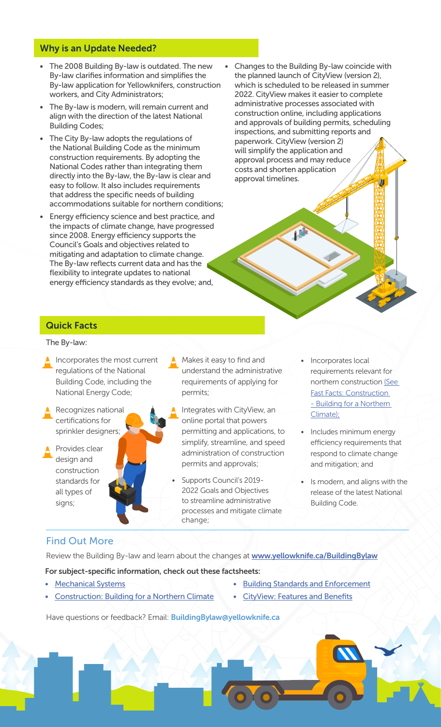## Why is an Update Needed?

- The 2008 Building By-law is outdated. The new By-law clarifies information and simplifies the By-law application for Yellowknifers, construction workers, and City Administrators;
- The By-law is modern, will remain current and align with the direction of the latest National Building Codes;
- The City By-law adopts the regulations of the National Building Code as the minimum construction requirements. By adopting the National Codes rather than integrating them directly into the By-law, the By-law is clear and easy to follow. It also includes requirements that address the specific needs of building accommodations suitable for northern conditions;
- Energy efficiency science and best practice, and the impacts of climate change, have progressed since 2008. Energy efficiency supports the Council's Goals and objectives related to mitigating and adaptation to climate change. The By-law reflects current data and has the flexibility to integrate updates to national energy efficiency standards as they evolve; and,
- Changes to the Building By-law coincide with the planned launch of CityView (version 2), which is scheduled to be released in summer 2022. CityView makes it easier to complete administrative processes associated with construction online, including applications and approvals of building permits, scheduling inspections, and submitting reports and paperwork. CityView (version 2) will simplify the application and approval process and may reduce costs and shorten application approval timelines.

## Quick Facts

The By-law:

- Incorporates the most current regulations of the National Building Code, including the National Energy Code;
- Recognizes national certifications for sprinkler designers;
- Provides clear design and construction standards for all types of signs;
- Makes it easy to find and understand the administrative requirements of applying for permits;
- Integrates with CityView, an online portal that powers permitting and applications, to simplify, streamline, and speed administration of construction permits and approvals;
- Supports Council's 2019-2022 Goals and Objectives to streamline administrative processes and mitigate climate change;
- Incorporates local requirements relevant for northern construction (See Fast Facts: Construction - Building for a Northern Climate);
- Includes minimum energy efficiency requirements that respond to climate change and mitigation; and
- Is modern, and aligns with the release of the latest National Building Code.

## Find Out More

Review the Building By-law and learn about the changes at **www.yellowknife.ca/BuildingBylaw**

**For subject-specific information, check out these factsheets:**

- Mechanical Systems
- Construction: Building for a Northern Climate
- Building Standards and Enforcement
- CityView: Features and Benefits

Have questions or feedback? Email: **BuildingBylaw@yellowknife.ca**